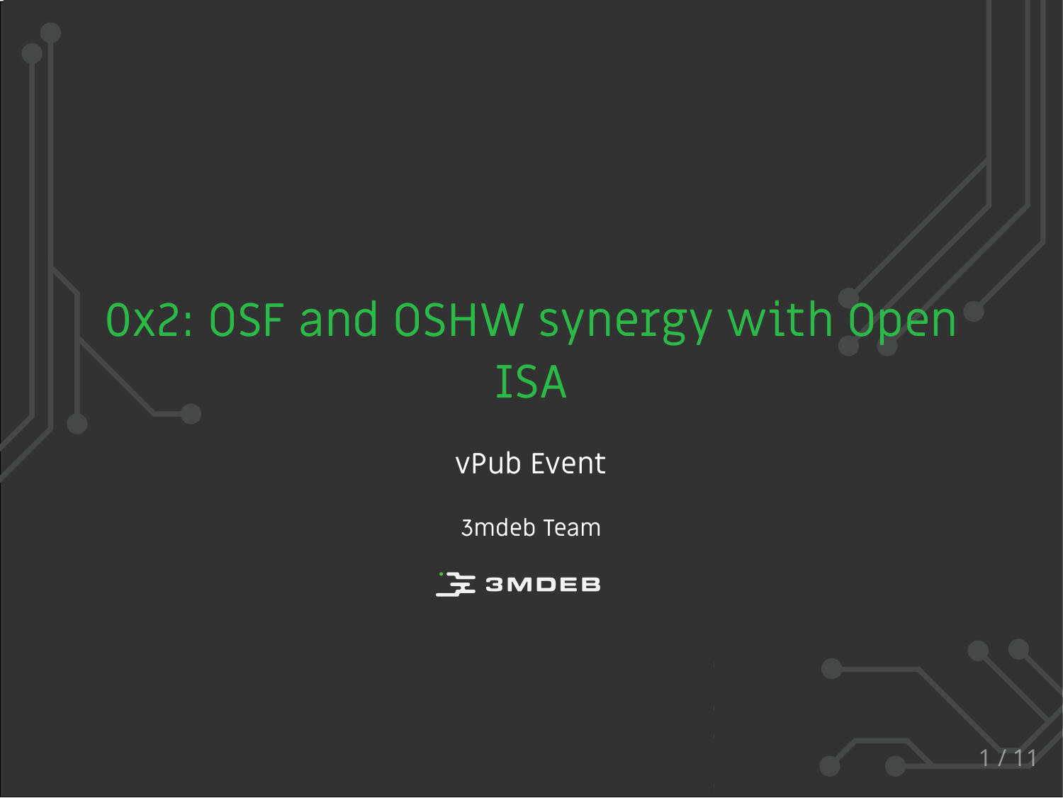# 0x2: OSF and OSHW synergy with Open ISA

vPub Event

3mdeb Team

3MDEB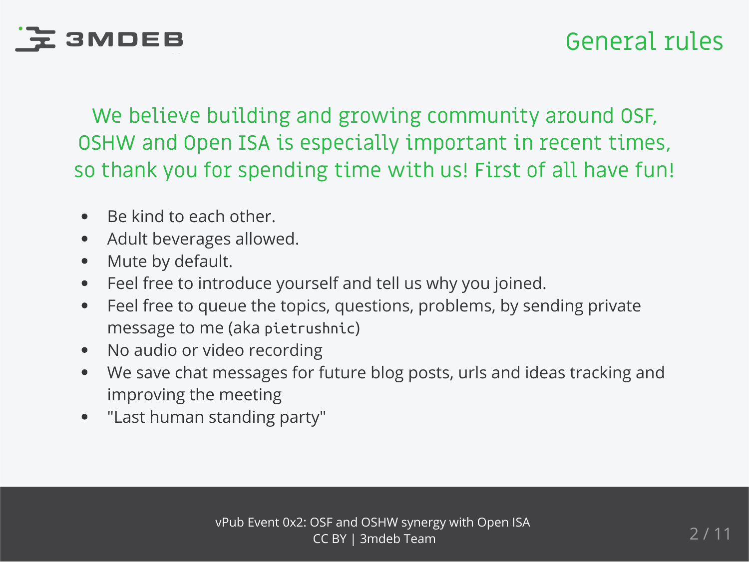# General rules

We believe building and growing community around OSF, OSHW and Open ISA is especially important in recent times, so thank you for spending time with us! First of all have fun!

- Be kind to each other.
- Adult beverages allowed.
- Mute by default.
- Feel free to introduce yourself and tell us why you joined.
- Feel free to queue the topics, questions, problems, by sending private message to me (aka `pietrushnic`)
- No audio or video recording
- We save chat messages for future blog posts, urls and ideas tracking and improving the meeting
- "Last human standing party"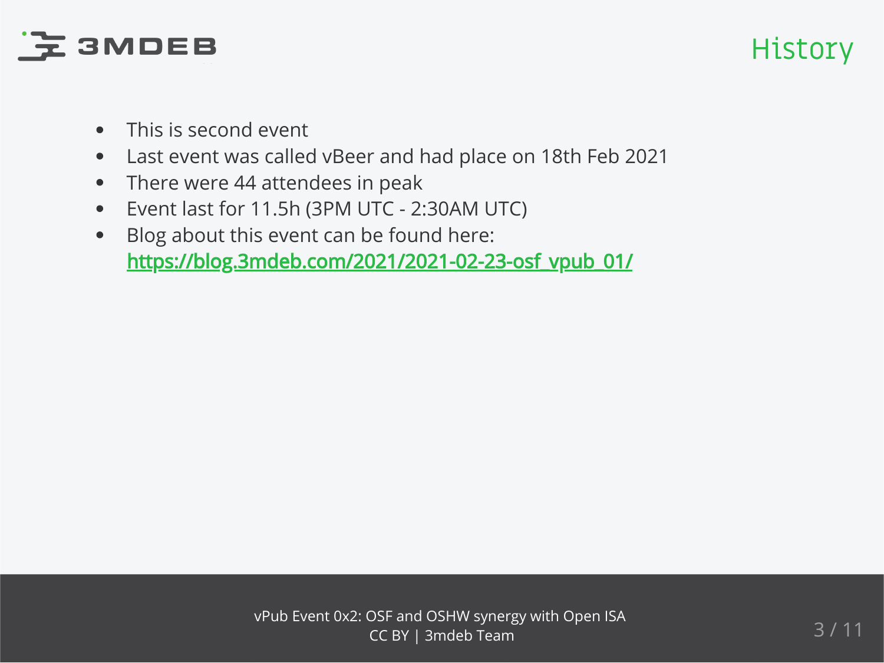# History

- This is second event
- Last event was called vBeer and had place on 18th Feb 2021
- There were 44 attendees in peak
- Event last for 11.5h (3PM UTC - 2:30AM UTC)
- Blog about this event can be found here: https://blog.3mdeb.com/2021/2021-02-23-osf_vpub_01/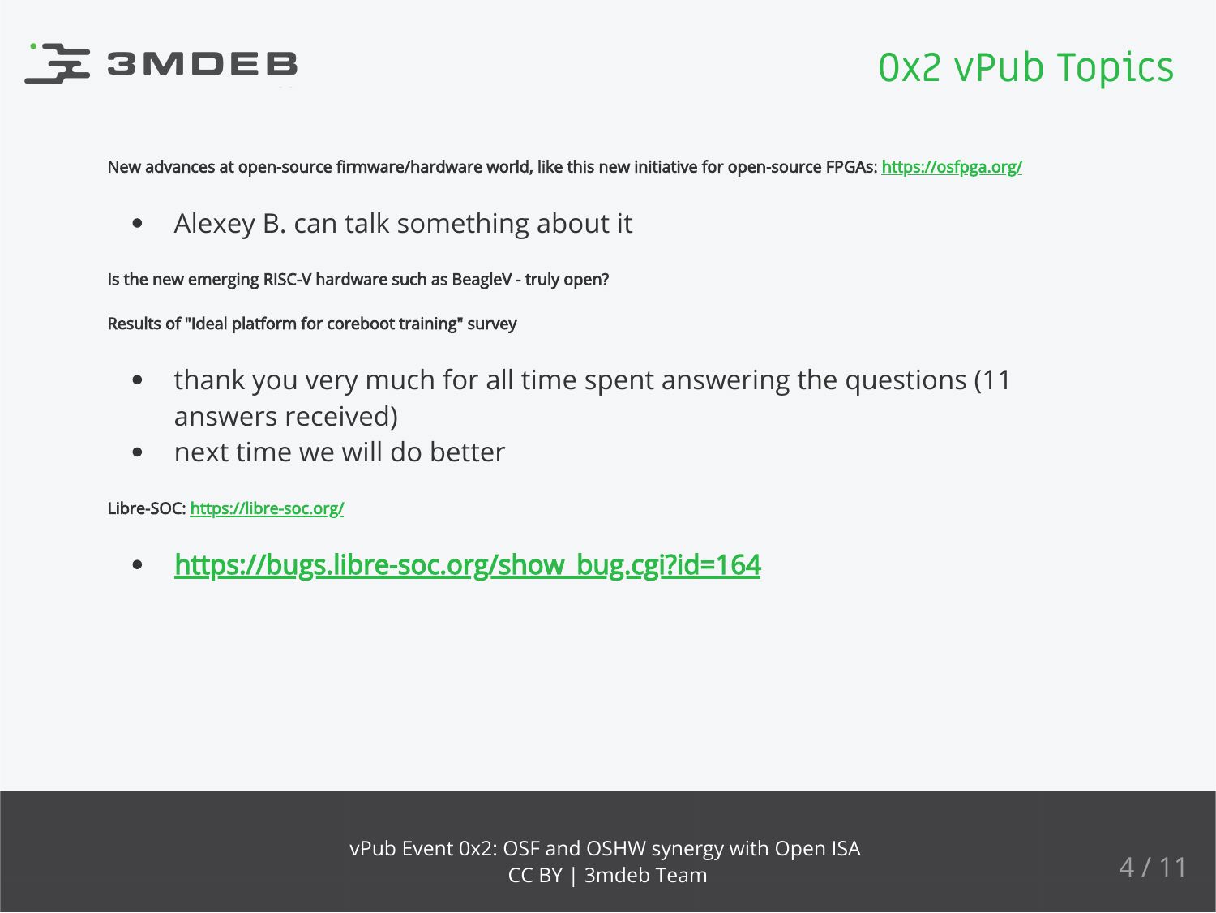# 0x2 vPub Topics

New advances at open-source firmware/hardware world, like this new initiative for open-source FPGAs: [https://osfpga.org/](https://osfpga.org/)

- Alexey B. can talk something about it

Is the new emerging RISC-V hardware such as BeagleV - truly open?

Results of "Ideal platform for coreboot training" survey

- thank you very much for all time spent answering the questions (11 answers received)
- next time we will do better

Libre-SOC: [https://libre-soc.org/](https://libre-soc.org/)

- [https://bugs.libre-soc.org/show_bug.cgi?id=164](https://bugs.libre-soc.org/show_bug.cgi?id=164)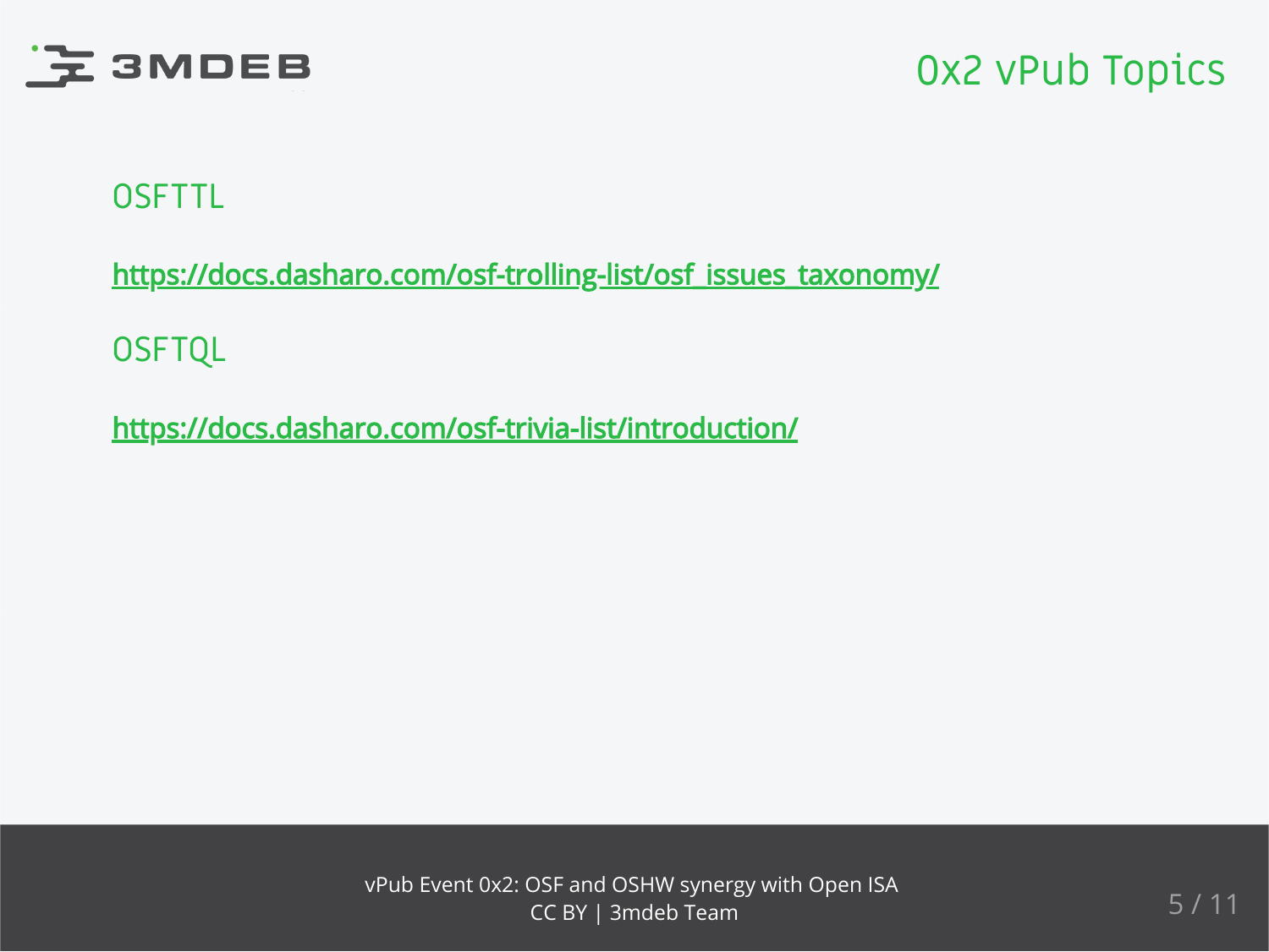# 0x2 vPub Topics

## OSFTTL

https://docs.dasharo.com/osf-trolling-list/osf_issues_taxonomy/

## OSFTQL

https://docs.dasharo.com/osf-trivia-list/introduction/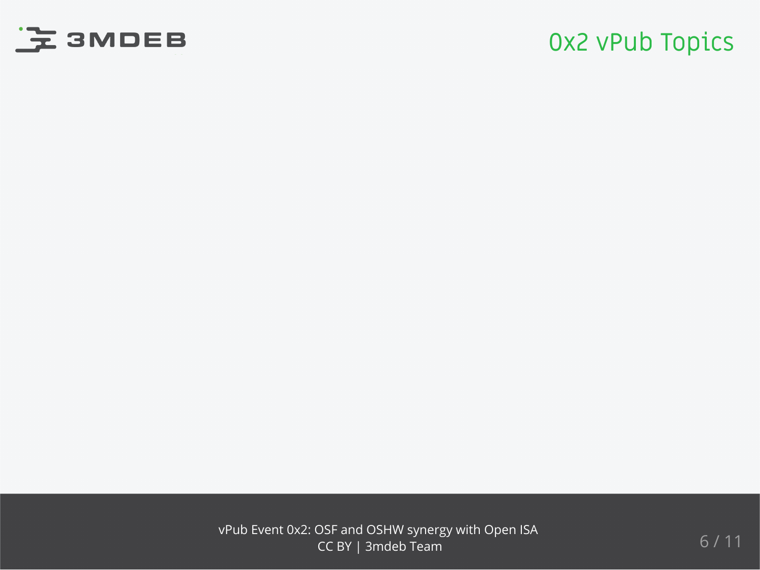# 0x2 vPub Topics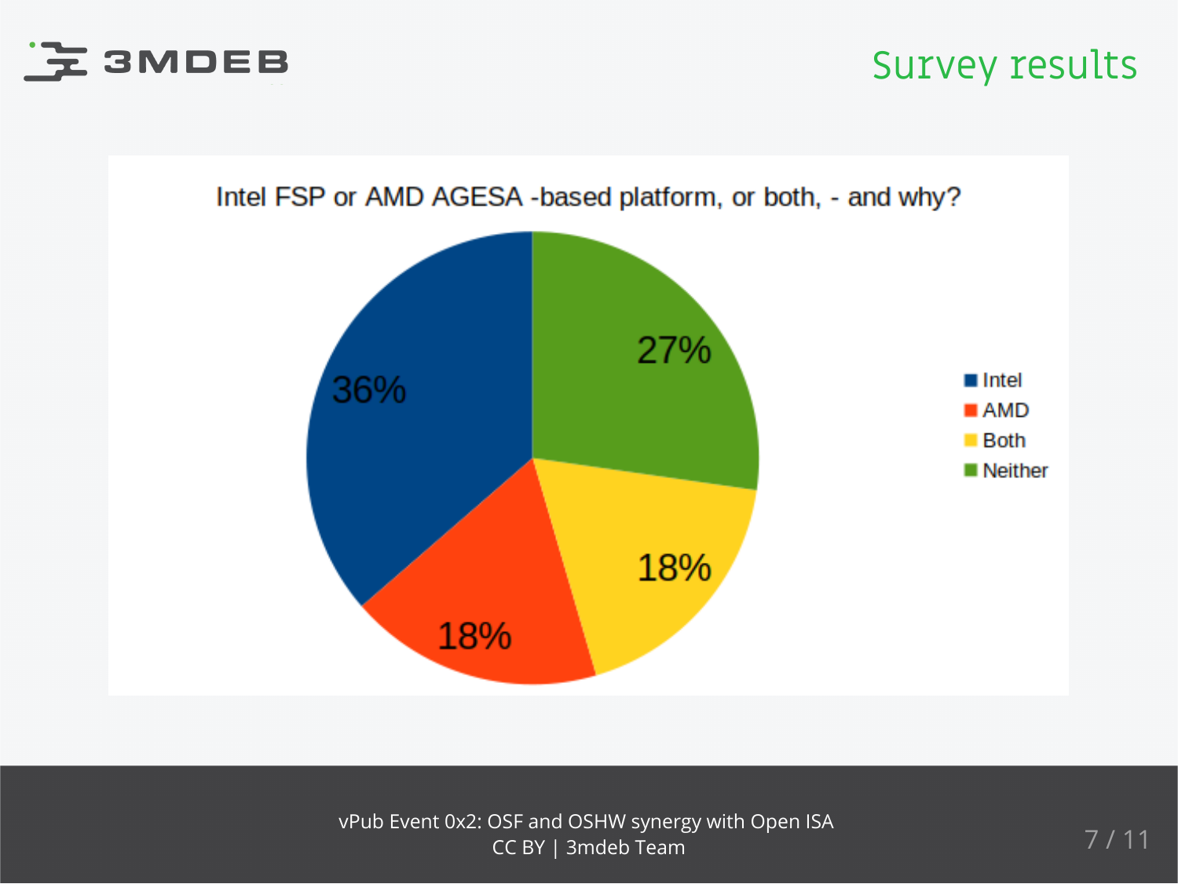# Survey results

Intel FSP or AMD AGESA -based platform, or both, - and why?

| Answer | Share |
| --- | --- |
| Intel | 36% |
| AMD | 18% |
| Both | 18% |
| Neither | 27% |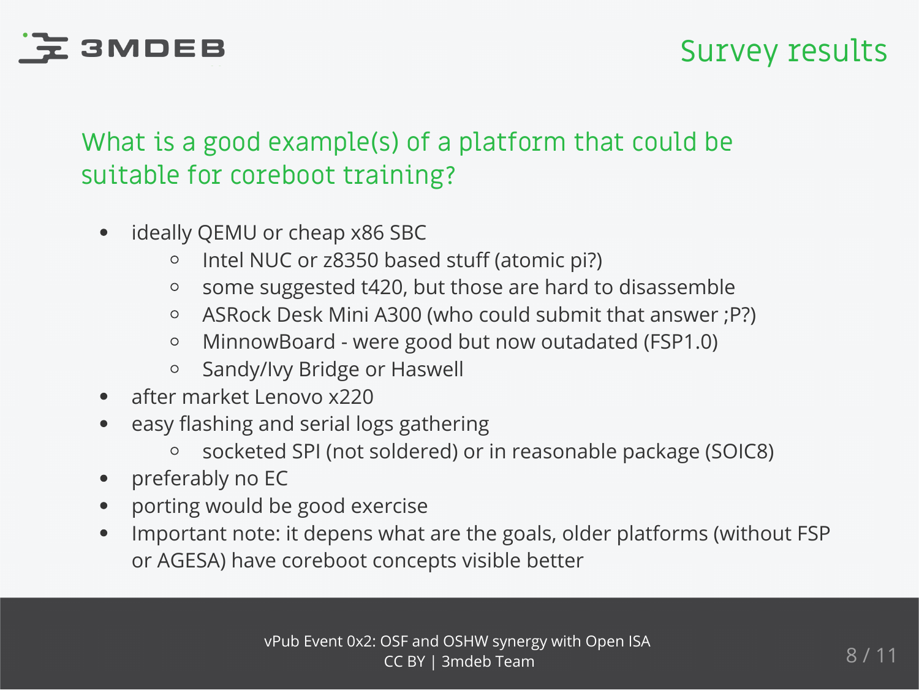## Survey results

### What is a good example(s) of a platform that could be suitable for coreboot training?

- ideally QEMU or cheap x86 SBC
  - Intel NUC or z8350 based stuff (atomic pi?)
  - some suggested t420, but those are hard to disassemble
  - ASRock Desk Mini A300 (who could submit that answer ;P?)
  - MinnowBoard - were good but now outadated (FSP1.0)
  - Sandy/Ivy Bridge or Haswell
- after market Lenovo x220
- easy flashing and serial logs gathering
  - socketed SPI (not soldered) or in reasonable package (SOIC8)
- preferably no EC
- porting would be good exercise
- Important note: it depens what are the goals, older platforms (without FSP or AGESA) have coreboot concepts visible better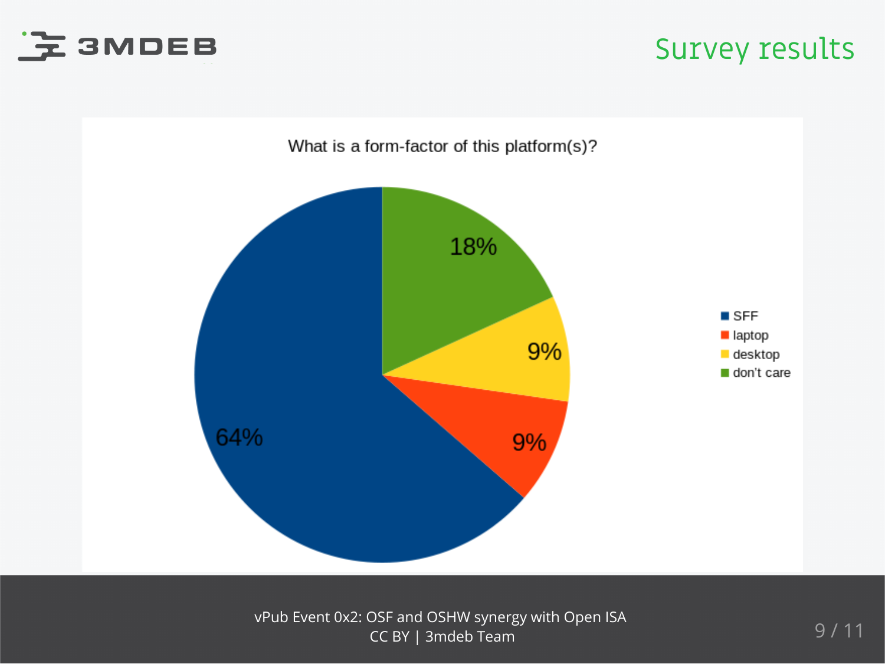# Survey results

What is a form-factor of this platform(s)?

| Form-factor | Percentage |
|---|---|
| SFF | 64% |
| laptop | 9% |
| desktop | 9% |
| don't care | 18% |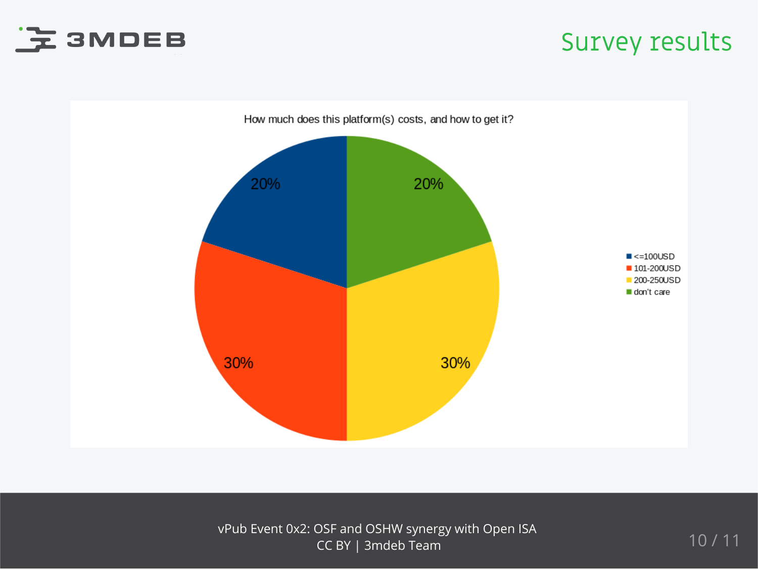# Survey results

How much does this platform(s) costs, and how to get it?

| Answer | Share |
| --- | --- |
| <=100USD | 20% |
| 101-200USD | 30% |
| 200-250USD | 30% |
| don't care | 20% |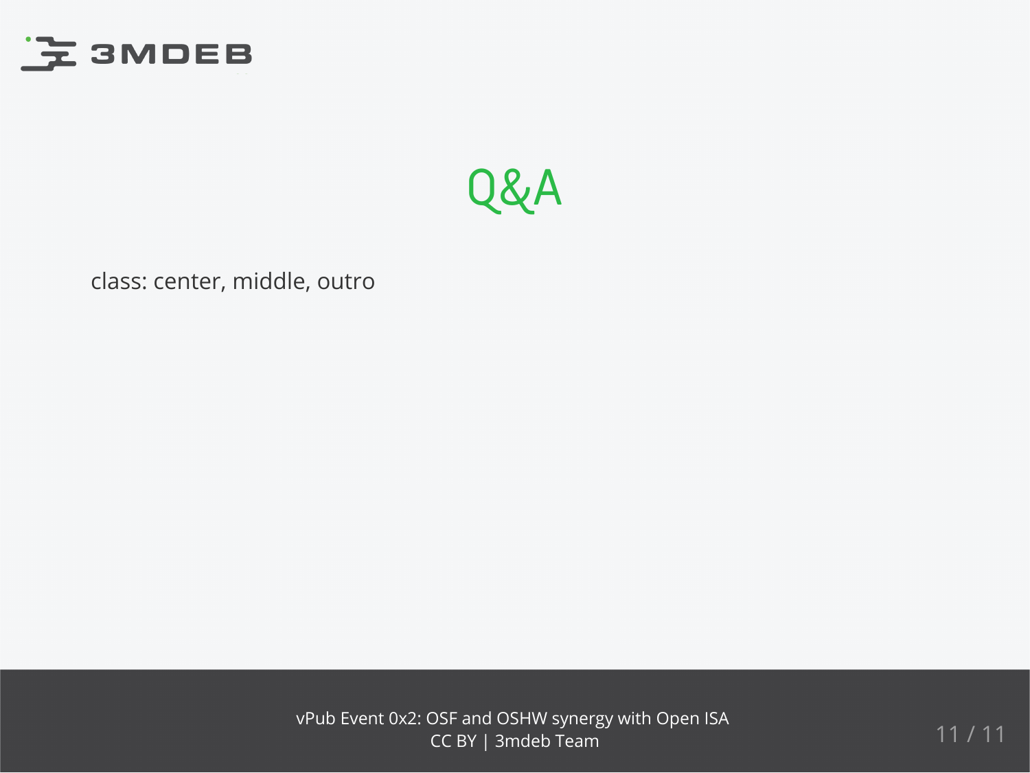# Q&A

class: center, middle, outro